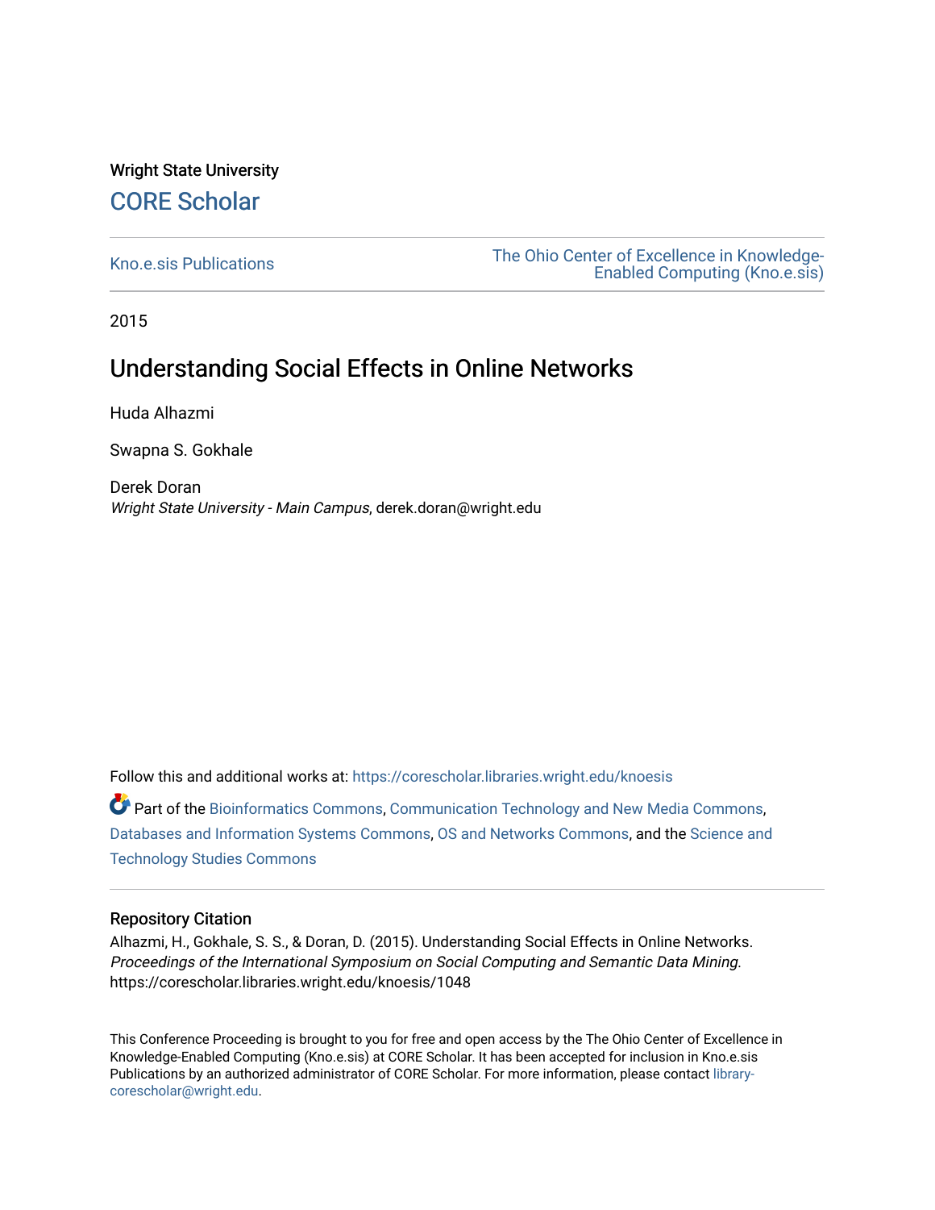Wright State University

# CORE Scholar

Kno.e.sis Publications

The Ohio Center of Excellence in Knowledge-Enabled Computing (Kno.e.sis)

2015

## Understanding Social Effects in Online Networks

Huda Alhazmi

Swapna S. Gokhale

Derek Doran
*Wright State University - Main Campus*, derek.doran@wright.edu

Follow this and additional works at: https://corescholar.libraries.wright.edu/knoesis

Part of the Bioinformatics Commons, Communication Technology and New Media Commons, Databases and Information Systems Commons, OS and Networks Commons, and the Science and Technology Studies Commons

### Repository Citation

Alhazmi, H., Gokhale, S. S., & Doran, D. (2015). Understanding Social Effects in Online Networks. *Proceedings of the International Symposium on Social Computing and Semantic Data Mining*. https://corescholar.libraries.wright.edu/knoesis/1048

This Conference Proceeding is brought to you for free and open access by the The Ohio Center of Excellence in Knowledge-Enabled Computing (Kno.e.sis) at CORE Scholar. It has been accepted for inclusion in Kno.e.sis Publications by an authorized administrator of CORE Scholar. For more information, please contact library-corescholar@wright.edu.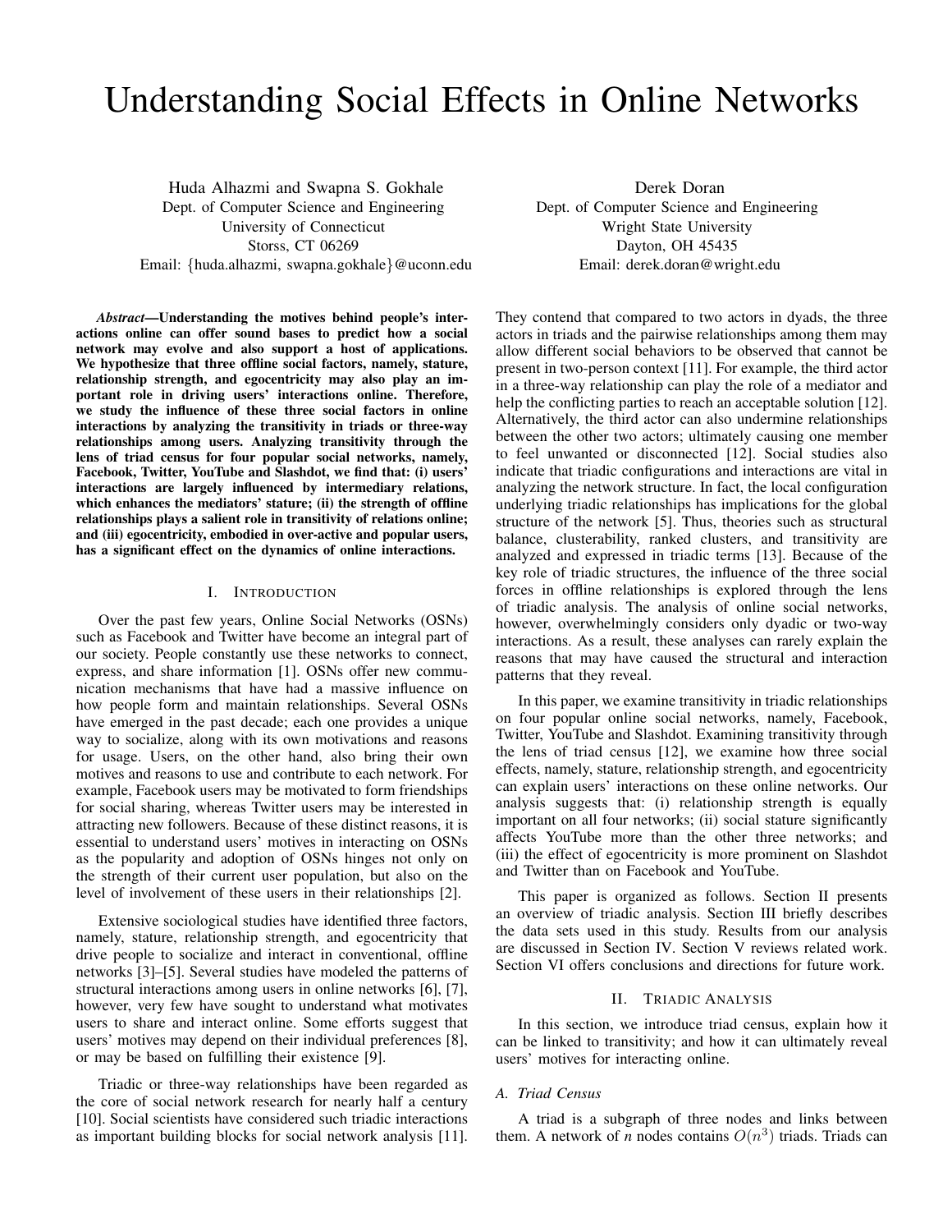# Understanding Social Effects in Online Networks

Huda Alhazmi and Swapna S. Gokhale
Dept. of Computer Science and Engineering
University of Connecticut
Storss, CT 06269
Email: {huda.alhazmi, swapna.gokhale}@uconn.edu

Derek Doran
Dept. of Computer Science and Engineering
Wright State University
Dayton, OH 45435
Email: derek.doran@wright.edu

***Abstract*—Understanding the motives behind people's interactions online can offer sound bases to predict how a social network may evolve and also support a host of applications. We hypothesize that three offline social factors, namely, stature, relationship strength, and egocentricity may also play an important role in driving users' interactions online. Therefore, we study the influence of these three social factors in online interactions by analyzing the transitivity in triads or three-way relationships among users. Analyzing transitivity through the lens of triad census for four popular social networks, namely, Facebook, Twitter, YouTube and Slashdot, we find that: (i) users' interactions are largely influenced by intermediary relations, which enhances the mediators' stature; (ii) the strength of offline relationships plays a salient role in transitivity of relations online; and (iii) egocentricity, embodied in over-active and popular users, has a significant effect on the dynamics of online interactions.**

## I. Introduction

Over the past few years, Online Social Networks (OSNs) such as Facebook and Twitter have become an integral part of our society. People constantly use these networks to connect, express, and share information [1]. OSNs offer new communication mechanisms that have had a massive influence on how people form and maintain relationships. Several OSNs have emerged in the past decade; each one provides a unique way to socialize, along with its own motivations and reasons for usage. Users, on the other hand, also bring their own motives and reasons to use and contribute to each network. For example, Facebook users may be motivated to form friendships for social sharing, whereas Twitter users may be interested in attracting new followers. Because of these distinct reasons, it is essential to understand users' motives in interacting on OSNs as the popularity and adoption of OSNs hinges not only on the strength of their current user population, but also on the level of involvement of these users in their relationships [2].

Extensive sociological studies have identified three factors, namely, stature, relationship strength, and egocentricity that drive people to socialize and interact in conventional, offline networks [3]–[5]. Several studies have modeled the patterns of structural interactions among users in online networks [6], [7], however, very few have sought to understand what motivates users to share and interact online. Some efforts suggest that users' motives may depend on their individual preferences [8], or may be based on fulfilling their existence [9].

Triadic or three-way relationships have been regarded as the core of social network research for nearly half a century [10]. Social scientists have considered such triadic interactions as important building blocks for social network analysis [11]. They contend that compared to two actors in dyads, the three actors in triads and the pairwise relationships among them may allow different social behaviors to be observed that cannot be present in two-person context [11]. For example, the third actor in a three-way relationship can play the role of a mediator and help the conflicting parties to reach an acceptable solution [12]. Alternatively, the third actor can also undermine relationships between the other two actors; ultimately causing one member to feel unwanted or disconnected [12]. Social studies also indicate that triadic configurations and interactions are vital in analyzing the network structure. In fact, the local configuration underlying triadic relationships has implications for the global structure of the network [5]. Thus, theories such as structural balance, clusterability, ranked clusters, and transitivity are analyzed and expressed in triadic terms [13]. Because of the key role of triadic structures, the influence of the three social forces in offline relationships is explored through the lens of triadic analysis. The analysis of online social networks, however, overwhelmingly considers only dyadic or two-way interactions. As a result, these analyses can rarely explain the reasons that may have caused the structural and interaction patterns that they reveal.

In this paper, we examine transitivity in triadic relationships on four popular online social networks, namely, Facebook, Twitter, YouTube and Slashdot. Examining transitivity through the lens of triad census [12], we examine how three social effects, namely, stature, relationship strength, and egocentricity can explain users' interactions on these online networks. Our analysis suggests that: (i) relationship strength is equally important on all four networks; (ii) social stature significantly affects YouTube more than the other three networks; and (iii) the effect of egocentricity is more prominent on Slashdot and Twitter than on Facebook and YouTube.

This paper is organized as follows. Section II presents an overview of triadic analysis. Section III briefly describes the data sets used in this study. Results from our analysis are discussed in Section IV. Section V reviews related work. Section VI offers conclusions and directions for future work.

## II. Triadic Analysis

In this section, we introduce triad census, explain how it can be linked to transitivity; and how it can ultimately reveal users' motives for interacting online.

### A. Triad Census

A triad is a subgraph of three nodes and links between them. A network of *n* nodes contains $O(n^3)$ triads. Triads can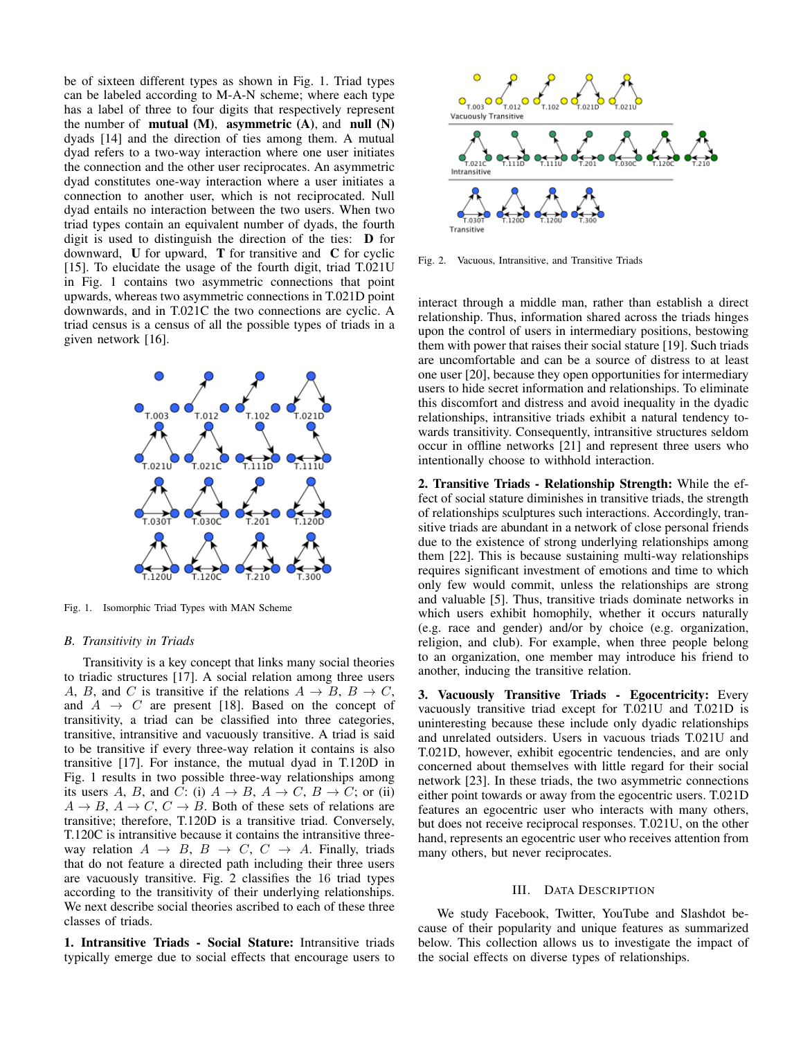be of sixteen different types as shown in Fig. 1. Triad types can be labeled according to M-A-N scheme; where each type has a label of three to four digits that respectively represent the number of **mutual (M)**, **asymmetric (A)**, and **null (N)** dyads [14] and the direction of ties among them. A mutual dyad refers to a two-way interaction where one user initiates the connection and the other user reciprocates. An asymmetric dyad constitutes one-way interaction where a user initiates a connection to another user, which is not reciprocated. Null dyad entails no interaction between the two users. When two triad types contain an equivalent number of dyads, the fourth digit is used to distinguish the direction of the ties: **D** for downward, **U** for upward, **T** for transitive and **C** for cyclic [15]. To elucidate the usage of the fourth digit, triad T.021U in Fig. 1 contains two asymmetric connections that point upwards, whereas two asymmetric connections in T.021D point downwards, and in T.021C the two connections are cyclic. A triad census is a census of all the possible types of triads in a given network [16].

Fig. 1. Isomorphic Triad Types with MAN Scheme

### B. Transitivity in Triads

Transitivity is a key concept that links many social theories to triadic structures [17]. A social relation among three users $A$, $B$, and $C$ is transitive if the relations $A \rightarrow B$, $B \rightarrow C$, and $A \rightarrow C$ are present [18]. Based on the concept of transitivity, a triad can be classified into three categories, transitive, intransitive and vacuously transitive. A triad is said to be transitive if every three-way relation it contains is also transitive [17]. For instance, the mutual dyad in T.120D in Fig. 1 results in two possible three-way relationships among its users $A$, $B$, and $C$: (i) $A \rightarrow B$, $A \rightarrow C$, $B \rightarrow C$; or (ii) $A \rightarrow B$, $A \rightarrow C$, $C \rightarrow B$. Both of these sets of relations are transitive; therefore, T.120D is a transitive triad. Conversely, T.120C is intransitive because it contains the intransitive three-way relation $A \rightarrow B$, $B \rightarrow C$, $C \rightarrow A$. Finally, triads that do not feature a directed path including their three users are vacuously transitive. Fig. 2 classifies the 16 triad types according to the transitivity of their underlying relationships. We next describe social theories ascribed to each of these three classes of triads.

**1. Intransitive Triads - Social Stature:** Intransitive triads typically emerge due to social effects that encourage users to interact through a middle man, rather than establish a direct relationship. Thus, information shared across the triads hinges upon the control of users in intermediary positions, bestowing them with power that raises their social stature [19]. Such triads are uncomfortable and can be a source of distress to at least one user [20], because they open opportunities for intermediary users to hide secret information and relationships. To eliminate this discomfort and distress and avoid inequality in the dyadic relationships, intransitive triads exhibit a natural tendency towards transitivity. Consequently, intransitive structures seldom occur in offline networks [21] and represent three users who intentionally choose to withhold interaction.

Fig. 2. Vacuous, Intransitive, and Transitive Triads

**2. Transitive Triads - Relationship Strength:** While the effect of social stature diminishes in transitive triads, the strength of relationships sculptures such interactions. Accordingly, transitive triads are abundant in a network of close personal friends due to the existence of strong underlying relationships among them [22]. This is because sustaining multi-way relationships requires significant investment of emotions and time to which only few would commit, unless the relationships are strong and valuable [5]. Thus, transitive triads dominate networks in which users exhibit homophily, whether it occurs naturally (e.g. race and gender) and/or by choice (e.g. organization, religion, and club). For example, when three people belong to an organization, one member may introduce his friend to another, inducing the transitive relation.

**3. Vacuously Transitive Triads - Egocentricity:** Every vacuously transitive triad except for T.021U and T.021D is uninteresting because these include only dyadic relationships and unrelated outsiders. Users in vacuous triads T.021U and T.021D, however, exhibit egocentric tendencies, and are only concerned about themselves with little regard for their social network [23]. In these triads, the two asymmetric connections either point towards or away from the egocentric users. T.021D features an egocentric user who interacts with many others, but does not receive reciprocal responses. T.021U, on the other hand, represents an egocentric user who receives attention from many others, but never reciprocates.

## III. Data Description

We study Facebook, Twitter, YouTube and Slashdot because of their popularity and unique features as summarized below. This collection allows us to investigate the impact of the social effects on diverse types of relationships.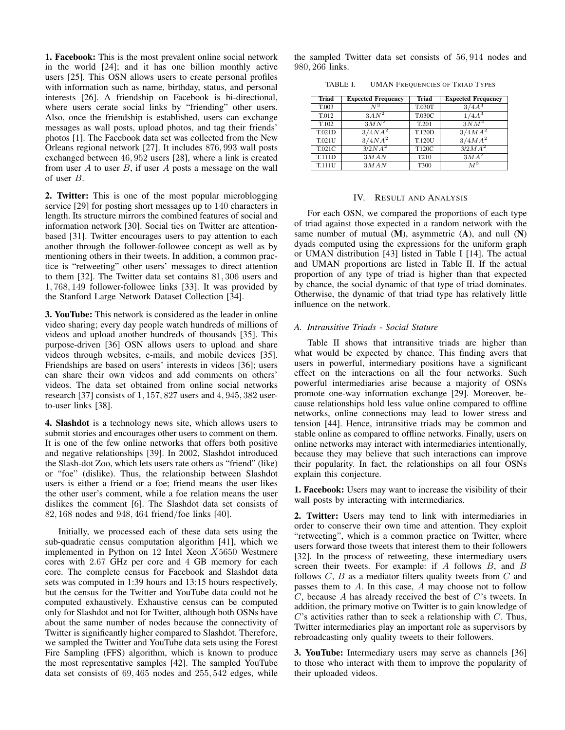**1. Facebook:** This is the most prevalent online social network in the world [24]; and it has one billion monthly active users [25]. This OSN allows users to create personal profiles with information such as name, birthday, status, and personal interests [26]. A friendship on Facebook is bi-directional, where users cerate social links by "friending" other users. Also, once the friendship is established, users can exchange messages as wall posts, upload photos, and tag their friends' photos [1]. The Facebook data set was collected from the New Orleans regional network [27]. It includes $876,993$ wall posts exchanged between $46,952$ users [28], where a link is created from user $A$ to user $B$, if user $A$ posts a message on the wall of user $B$.

**2. Twitter:** This is one of the most popular microblogging service [29] for posting short messages up to $140$ characters in length. Its structure mirrors the combined features of social and information network [30]. Social ties on Twitter are attention-based [31]. Twitter encourages users to pay attention to each another through the follower-followee concept as well as by mentioning others in their tweets. In addition, a common practice is "retweeting" other users' messages to direct attention to them [32]. The Twitter data set contains $81,306$ users and $1,768,149$ follower-followee links [33]. It was provided by the Stanford Large Network Dataset Collection [34].

**3. YouTube:** This network is considered as the leader in online video sharing; every day people watch hundreds of millions of videos and upload another hundreds of thousands [35]. This purpose-driven [36] OSN allows users to upload and share videos through websites, e-mails, and mobile devices [35]. Friendships are based on users' interests in videos [36]; users can share their own videos and add comments on others' videos. The data set obtained from online social networks research [37] consists of $1,157,827$ users and $4,945,382$ user-to-user links [38].

**4. Slashdot** is a technology news site, which allows users to submit stories and encourages other users to comment on them. It is one of the few online networks that offers both positive and negative relationships [39]. In 2002, Slashdot introduced the Slash-dot Zoo, which lets users rate others as "friend" (like) or "foe" (dislike). Thus, the relationship between Slashdot users is either a friend or a foe; friend means the user likes the other user's comment, while a foe relation means the user dislikes the comment [6]. The Slashdot data set consists of $82,168$ nodes and $948,464$ friend/foe links [40].

Initially, we processed each of these data sets using the sub-quadratic census computation algorithm [41], which we implemented in Python on $12$ Intel Xeon $X5650$ Westmere cores with $2.67$ GHz per core and $4$ GB memory for each core. The complete census for Facebook and Slashdot data sets was computed in 1:39 hours and 13:15 hours respectively, but the census for the Twitter and YouTube data could not be computed exhaustively. Exhaustive census can be computed only for Slashdot and not for Twitter, although both OSNs have about the same number of nodes because the connectivity of Twitter is significantly higher compared to Slashdot. Therefore, we sampled the Twitter and YouTube data sets using the Forest Fire Sampling (FFS) algorithm, which is known to produce the most representative samples [42]. The sampled YouTube data set consists of $69,465$ nodes and $255,542$ edges, while the sampled Twitter data set consists of $56,914$ nodes and $980,266$ links.

TABLE I. UMAN FREQUENCIES OF TRIAD TYPES

| Triad | Expected Frequency | Triad | Expected Frequency |
|---|---|---|---|
| T.003 | $N^3$ | T.030T | $3/4A^3$ |
| T.012 | $3AN^2$ | T.030C | $1/4A^3$ |
| T.102 | $3MN^2$ | T.201 | $3NM^2$ |
| T.021D | $3/4NA^2$ | T.120D | $3/4MA^2$ |
| T.021U | $3/4NA^2$ | T.120U | $3/4MA^2$ |
| T.021C | $3/2NA^2$ | T120C | $3/2MA^2$ |
| T.111D | $3MAN$ | T210 | $3MA^2$ |
| T.111U | $3MAN$ | T300 | $M^3$ |

## IV. Result and Analysis

For each OSN, we compared the proportions of each type of triad against those expected in a random network with the same number of mutual (**M**), asymmetric (**A**), and null (**N**) dyads computed using the expressions for the uniform graph or UMAN distribution [43] listed in Table I [14]. The actual and UMAN proportions are listed in Table II. If the actual proportion of any type of triad is higher than that expected by chance, the social dynamic of that type of triad dominates. Otherwise, the dynamic of that triad type has relatively little influence on the network.

### A. Intransitive Triads - Social Stature

Table II shows that intransitive triads are higher than what would be expected by chance. This finding avers that users in powerful, intermediary positions have a significant effect on the interactions on all the four networks. Such powerful intermediaries arise because a majority of OSNs promote one-way information exchange [29]. Moreover, because relationships hold less value online compared to offline networks, online connections may lead to lower stress and tension [44]. Hence, intransitive triads may be common and stable online as compared to offline networks. Finally, users on online networks may interact with intermediaries intentionally, because they may believe that such interactions can improve their popularity. In fact, the relationships on all four OSNs explain this conjecture.

**1. Facebook:** Users may want to increase the visibility of their wall posts by interacting with intermediaries.

**2. Twitter:** Users may tend to link with intermediaries in order to conserve their own time and attention. They exploit "retweeting", which is a common practice on Twitter, where users forward those tweets that interest them to their followers [32]. In the process of retweeting, these intermediary users screen their tweets. For example: if $A$ follows $B$, and $B$ follows $C$, $B$ as a mediator filters quality tweets from $C$ and passes them to $A$. In this case, $A$ may choose not to follow $C$, because $A$ has already received the best of $C$'s tweets. In addition, the primary motive on Twitter is to gain knowledge of $C$'s activities rather than to seek a relationship with $C$. Thus, Twitter intermediaries play an important role as supervisors by rebroadcasting only quality tweets to their followers.

**3. YouTube:** Intermediary users may serve as channels [36] to those who interact with them to improve the popularity of their uploaded videos.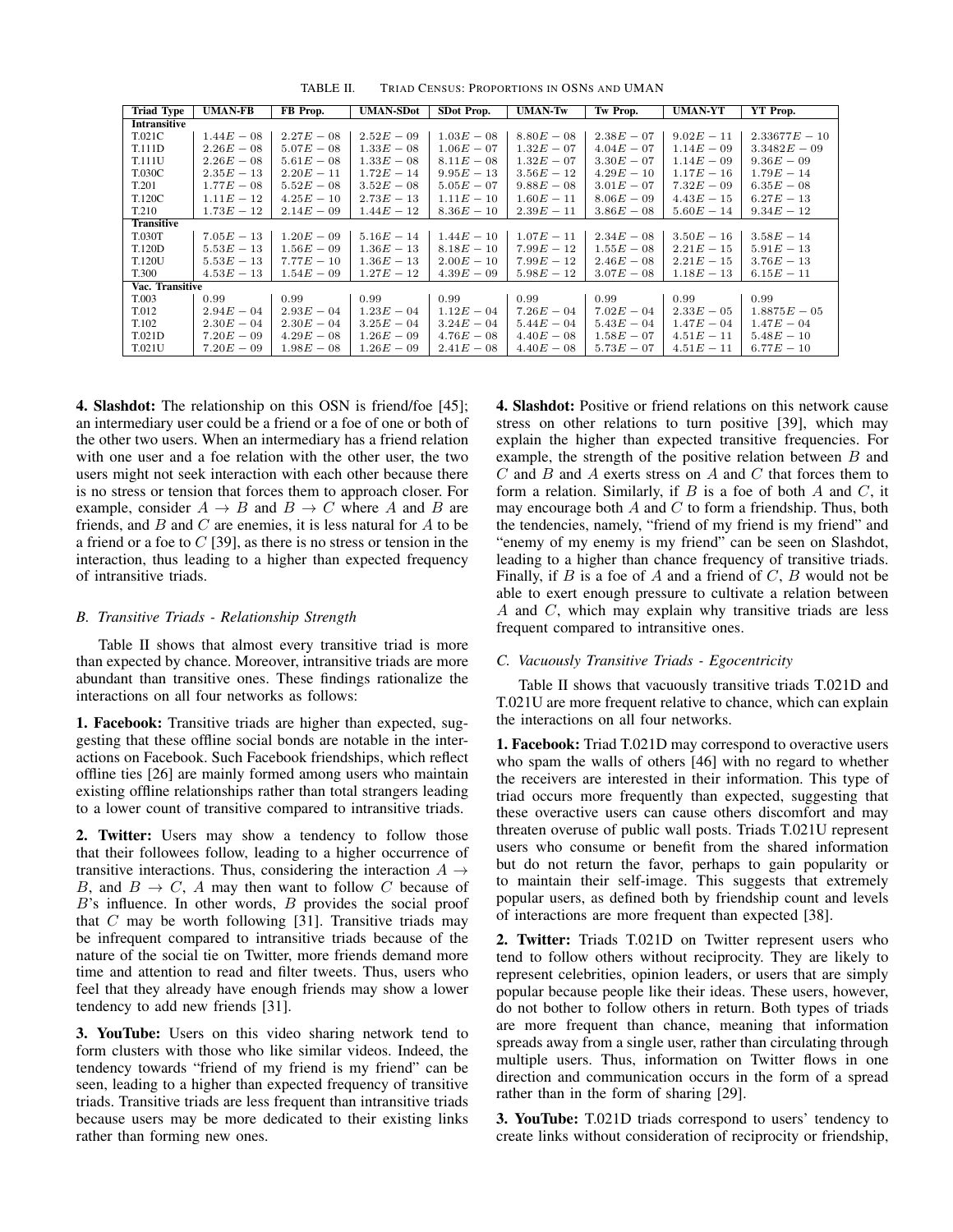TABLE II. TRIAD CENSUS: PROPORTIONS IN OSNS AND UMAN

| Triad Type | UMAN-FB | FB Prop. | UMAN-SDot | SDot Prop. | UMAN-Tw | Tw Prop. | UMAN-YT | YT Prop. |
|---|---|---|---|---|---|---|---|---|
| **Intransitive** | | | | | | | | |
| T.021C | $1.44E-08$ | $2.27E-08$ | $2.52E-09$ | $1.03E-08$ | $8.80E-08$ | $2.38E-07$ | $9.02E-11$ | $2.33677E-10$ |
| T.111D | $2.26E-08$ | $5.07E-08$ | $1.33E-08$ | $1.06E-07$ | $1.32E-07$ | $4.04E-07$ | $1.14E-09$ | $3.3482E-09$ |
| T.111U | $2.26E-08$ | $5.61E-08$ | $1.33E-08$ | $8.11E-08$ | $1.32E-07$ | $3.30E-07$ | $1.14E-09$ | $9.36E-09$ |
| T.030C | $2.35E-13$ | $2.20E-11$ | $1.72E-14$ | $9.95E-13$ | $3.56E-12$ | $4.29E-10$ | $1.17E-16$ | $1.79E-14$ |
| T.201 | $1.77E-08$ | $5.52E-08$ | $3.52E-08$ | $5.05E-07$ | $9.88E-08$ | $3.01E-07$ | $7.32E-09$ | $6.35E-08$ |
| T.120C | $1.11E-12$ | $4.25E-10$ | $2.73E-13$ | $1.11E-10$ | $1.60E-11$ | $8.06E-09$ | $4.43E-15$ | $6.27E-13$ |
| T.210 | $1.73E-12$ | $2.14E-09$ | $1.44E-12$ | $8.36E-10$ | $2.39E-11$ | $3.86E-08$ | $5.60E-14$ | $9.34E-12$ |
| **Transitive** | | | | | | | | |
| T.030T | $7.05E-13$ | $1.20E-09$ | $5.16E-14$ | $1.44E-10$ | $1.07E-11$ | $2.34E-08$ | $3.50E-16$ | $3.58E-14$ |
| T.120D | $5.53E-13$ | $1.56E-09$ | $1.36E-13$ | $8.18E-10$ | $7.99E-12$ | $1.55E-08$ | $2.21E-15$ | $5.91E-13$ |
| T.120U | $5.53E-13$ | $7.77E-10$ | $1.36E-13$ | $2.00E-10$ | $7.99E-12$ | $2.46E-08$ | $2.21E-15$ | $3.76E-13$ |
| T.300 | $4.53E-13$ | $1.54E-09$ | $1.27E-12$ | $4.39E-09$ | $5.98E-12$ | $3.07E-08$ | $1.18E-13$ | $6.15E-11$ |
| **Vac. Transitive** | | | | | | | | |
| T.003 | 0.99 | 0.99 | 0.99 | 0.99 | 0.99 | 0.99 | 0.99 | 0.99 |
| T.012 | $2.94E-04$ | $2.93E-04$ | $1.23E-04$ | $1.12E-04$ | $7.26E-04$ | $7.02E-04$ | $2.33E-05$ | $1.8875E-05$ |
| T.102 | $2.30E-04$ | $2.30E-04$ | $3.25E-04$ | $3.24E-04$ | $5.44E-04$ | $5.43E-04$ | $1.47E-04$ | $1.47E-04$ |
| T.021D | $7.20E-09$ | $4.29E-08$ | $1.26E-09$ | $4.76E-08$ | $4.40E-08$ | $1.58E-07$ | $4.51E-11$ | $5.48E-10$ |
| T.021U | $7.20E-09$ | $1.98E-08$ | $1.26E-09$ | $2.41E-08$ | $4.40E-08$ | $5.73E-07$ | $4.51E-11$ | $6.77E-10$ |

**4. Slashdot:** The relationship on this OSN is friend/foe [45]; an intermediary user could be a friend or a foe of one or both of the other two users. When an intermediary has a friend relation with one user and a foe relation with the other user, the two users might not seek interaction with each other because there is no stress or tension that forces them to approach closer. For example, consider $A \to B$ and $B \to C$ where $A$ and $B$ are friends, and $B$ and $C$ are enemies, it is less natural for $A$ to be a friend or a foe to $C$ [39], as there is no stress or tension in the interaction, thus leading to a higher than expected frequency of intransitive triads.

### *B. Transitive Triads - Relationship Strength*

Table II shows that almost every transitive triad is more than expected by chance. Moreover, intransitive triads are more abundant than transitive ones. These findings rationalize the interactions on all four networks as follows:

**1. Facebook:** Transitive triads are higher than expected, suggesting that these offline social bonds are notable in the interactions on Facebook. Such Facebook friendships, which reflect offline ties [26] are mainly formed among users who maintain existing offline relationships rather than total strangers leading to a lower count of transitive compared to intransitive triads.

**2. Twitter:** Users may show a tendency to follow those that their followees follow, leading to a higher occurrence of transitive interactions. Thus, considering the interaction $A \to B$, and $B \to C$, $A$ may then want to follow $C$ because of $B$'s influence. In other words, $B$ provides the social proof that $C$ may be worth following [31]. Transitive triads may be infrequent compared to intransitive triads because of the nature of the social tie on Twitter, more friends demand more time and attention to read and filter tweets. Thus, users who feel that they already have enough friends may show a lower tendency to add new friends [31].

**3. YouTube:** Users on this video sharing network tend to form clusters with those who like similar videos. Indeed, the tendency towards "friend of my friend is my friend" can be seen, leading to a higher than expected frequency of transitive triads. Transitive triads are less frequent than intransitive triads because users may be more dedicated to their existing links rather than forming new ones.

**4. Slashdot:** Positive or friend relations on this network cause stress on other relations to turn positive [39], which may explain the higher than expected transitive frequencies. For example, the strength of the positive relation between $B$ and $C$ and $B$ and $A$ exerts stress on $A$ and $C$ that forces them to form a relation. Similarly, if $B$ is a foe of both $A$ and $C$, it may encourage both $A$ and $C$ to form a friendship. Thus, both the tendencies, namely, "friend of my friend is my friend" and "enemy of my enemy is my friend" can be seen on Slashdot, leading to a higher than chance frequency of transitive triads. Finally, if $B$ is a foe of $A$ and a friend of $C$, $B$ would not be able to exert enough pressure to cultivate a relation between $A$ and $C$, which may explain why transitive triads are less frequent compared to intransitive ones.

### *C. Vacuously Transitive Triads - Egocentricity*

Table II shows that vacuously transitive triads T.021D and T.021U are more frequent relative to chance, which can explain the interactions on all four networks.

**1. Facebook:** Triad T.021D may correspond to overactive users who spam the walls of others [46] with no regard to whether the receivers are interested in their information. This type of triad occurs more frequently than expected, suggesting that these overactive users can cause others discomfort and may threaten overuse of public wall posts. Triads T.021U represent users who consume or benefit from the shared information but do not return the favor, perhaps to gain popularity or to maintain their self-image. This suggests that extremely popular users, as defined both by friendship count and levels of interactions are more frequent than expected [38].

**2. Twitter:** Triads T.021D on Twitter represent users who tend to follow others without reciprocity. They are likely to represent celebrities, opinion leaders, or users that are simply popular because people like their ideas. These users, however, do not bother to follow others in return. Both types of triads are more frequent than chance, meaning that information spreads away from a single user, rather than circulating through multiple users. Thus, information on Twitter flows in one direction and communication occurs in the form of a spread rather than in the form of sharing [29].

**3. YouTube:** T.021D triads correspond to users' tendency to create links without consideration of reciprocity or friendship,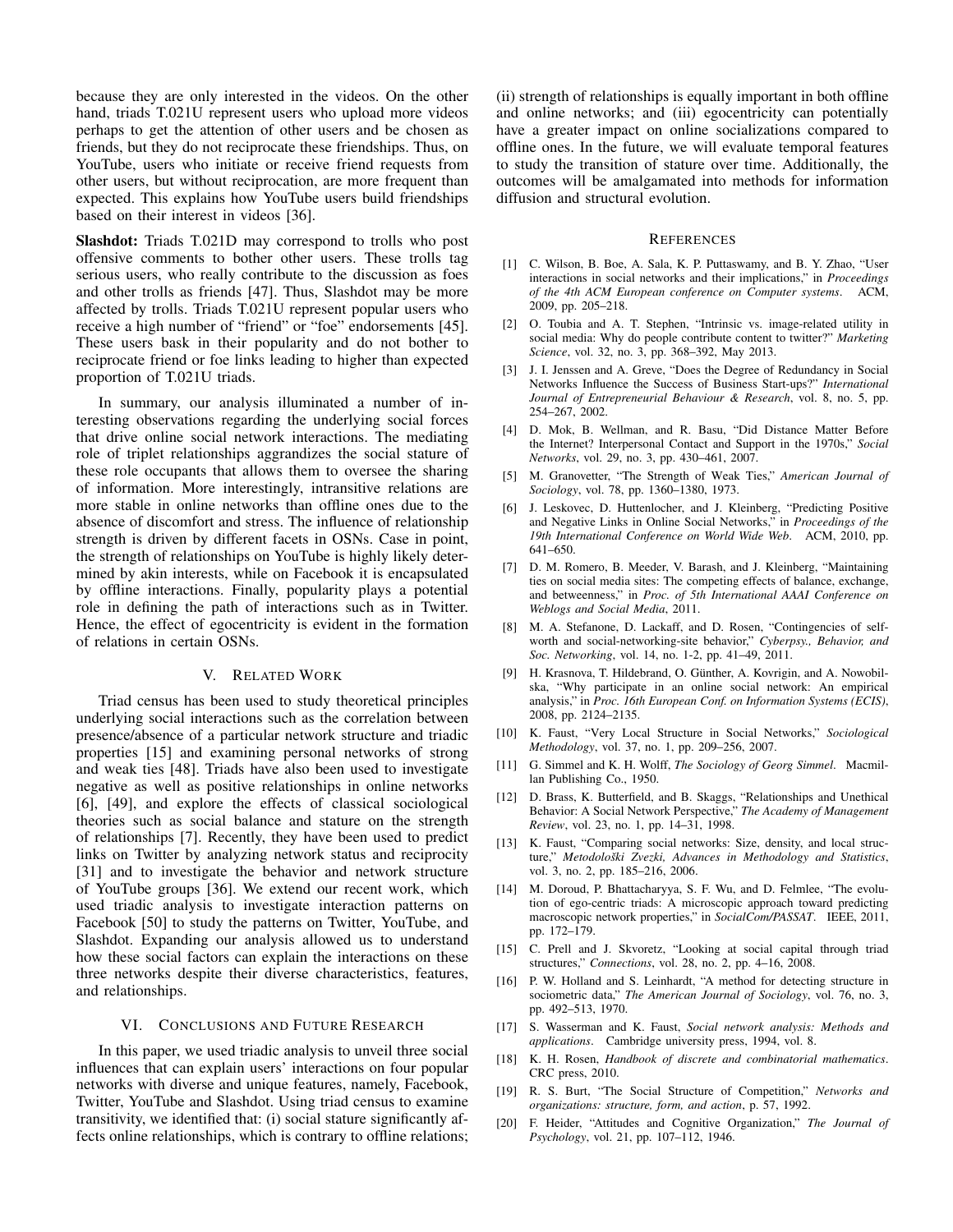because they are only interested in the videos. On the other hand, triads T.021U represent users who upload more videos perhaps to get the attention of other users and be chosen as friends, but they do not reciprocate these friendships. Thus, on YouTube, users who initiate or receive friend requests from other users, but without reciprocation, are more frequent than expected. This explains how YouTube users build friendships based on their interest in videos [36].

**Slashdot:** Triads T.021D may correspond to trolls who post offensive comments to bother other users. These trolls tag serious users, who really contribute to the discussion as foes and other trolls as friends [47]. Thus, Slashdot may be more affected by trolls. Triads T.021U represent popular users who receive a high number of "friend" or "foe" endorsements [45]. These users bask in their popularity and do not bother to reciprocate friend or foe links leading to higher than expected proportion of T.021U triads.

In summary, our analysis illuminated a number of interesting observations regarding the underlying social forces that drive online social network interactions. The mediating role of triplet relationships aggrandizes the social stature of these role occupants that allows them to oversee the sharing of information. More interestingly, intransitive relations are more stable in online networks than offline ones due to the absence of discomfort and stress. The influence of relationship strength is driven by different facets in OSNs. Case in point, the strength of relationships on YouTube is highly likely determined by akin interests, while on Facebook it is encapsulated by offline interactions. Finally, popularity plays a potential role in defining the path of interactions such as in Twitter. Hence, the effect of egocentricity is evident in the formation of relations in certain OSNs.

## V. Related Work

Triad census has been used to study theoretical principles underlying social interactions such as the correlation between presence/absence of a particular network structure and triadic properties [15] and examining personal networks of strong and weak ties [48]. Triads have also been used to investigate negative as well as positive relationships in online networks [6], [49], and explore the effects of classical sociological theories such as social balance and stature on the strength of relationships [7]. Recently, they have been used to predict links on Twitter by analyzing network status and reciprocity [31] and to investigate the behavior and network structure of YouTube groups [36]. We extend our recent work, which used triadic analysis to investigate interaction patterns on Facebook [50] to study the patterns on Twitter, YouTube, and Slashdot. Expanding our analysis allowed us to understand how these social factors can explain the interactions on these three networks despite their diverse characteristics, features, and relationships.

## VI. Conclusions and Future Research

In this paper, we used triadic analysis to unveil three social influences that can explain users' interactions on four popular networks with diverse and unique features, namely, Facebook, Twitter, YouTube and Slashdot. Using triad census to examine transitivity, we identified that: (i) social stature significantly affects online relationships, which is contrary to offline relations; (ii) strength of relationships is equally important in both offline and online networks; and (iii) egocentricity can potentially have a greater impact on online socializations compared to offline ones. In the future, we will evaluate temporal features to study the transition of stature over time. Additionally, the outcomes will be amalgamated into methods for information diffusion and structural evolution.

## References

[1] C. Wilson, B. Boe, A. Sala, K. P. Puttaswamy, and B. Y. Zhao, "User interactions in social networks and their implications," in *Proceedings of the 4th ACM European conference on Computer systems*. ACM, 2009, pp. 205–218.

[2] O. Toubia and A. T. Stephen, "Intrinsic vs. image-related utility in social media: Why do people contribute content to twitter?" *Marketing Science*, vol. 32, no. 3, pp. 368–392, May 2013.

[3] J. I. Jenssen and A. Greve, "Does the Degree of Redundancy in Social Networks Influence the Success of Business Start-ups?" *International Journal of Entrepreneurial Behaviour & Research*, vol. 8, no. 5, pp. 254–267, 2002.

[4] D. Mok, B. Wellman, and R. Basu, "Did Distance Matter Before the Internet? Interpersonal Contact and Support in the 1970s," *Social Networks*, vol. 29, no. 3, pp. 430–461, 2007.

[5] M. Granovetter, "The Strength of Weak Ties," *American Journal of Sociology*, vol. 78, pp. 1360–1380, 1973.

[6] J. Leskovec, D. Huttenlocher, and J. Kleinberg, "Predicting Positive and Negative Links in Online Social Networks," in *Proceedings of the 19th International Conference on World Wide Web*. ACM, 2010, pp. 641–650.

[7] D. M. Romero, B. Meeder, V. Barash, and J. Kleinberg, "Maintaining ties on social media sites: The competing effects of balance, exchange, and betweenness," in *Proc. of 5th International AAAI Conference on Weblogs and Social Media*, 2011.

[8] M. A. Stefanone, D. Lackaff, and D. Rosen, "Contingencies of self-worth and social-networking-site behavior," *Cyberpsy., Behavior, and Soc. Networking*, vol. 14, no. 1-2, pp. 41–49, 2011.

[9] H. Krasnova, T. Hildebrand, O. Günther, A. Kovrigin, and A. Nowobilska, "Why participate in an online social network: An empirical analysis," in *Proc. 16th European Conf. on Information Systems (ECIS)*, 2008, pp. 2124–2135.

[10] K. Faust, "Very Local Structure in Social Networks," *Sociological Methodology*, vol. 37, no. 1, pp. 209–256, 2007.

[11] G. Simmel and K. H. Wolff, *The Sociology of Georg Simmel*. Macmillan Publishing Co., 1950.

[12] D. Brass, K. Butterfield, and B. Skaggs, "Relationships and Unethical Behavior: A Social Network Perspective," *The Academy of Management Review*, vol. 23, no. 1, pp. 14–31, 1998.

[13] K. Faust, "Comparing social networks: Size, density, and local structure," *Metodološki Zvezki, Advances in Methodology and Statistics*, vol. 3, no. 2, pp. 185–216, 2006.

[14] M. Doroud, P. Bhattacharyya, S. F. Wu, and D. Felmlee, "The evolution of ego-centric triads: A microscopic approach toward predicting macroscopic network properties," in *SocialCom/PASSAT*. IEEE, 2011, pp. 172–179.

[15] C. Prell and J. Skvoretz, "Looking at social capital through triad structures," *Connections*, vol. 28, no. 2, pp. 4–16, 2008.

[16] P. W. Holland and S. Leinhardt, "A method for detecting structure in sociometric data," *The American Journal of Sociology*, vol. 76, no. 3, pp. 492–513, 1970.

[17] S. Wasserman and K. Faust, *Social network analysis: Methods and applications*. Cambridge university press, 1994, vol. 8.

[18] K. H. Rosen, *Handbook of discrete and combinatorial mathematics*. CRC press, 2010.

[19] R. S. Burt, "The Social Structure of Competition," *Networks and organizations: structure, form, and action*, p. 57, 1992.

[20] F. Heider, "Attitudes and Cognitive Organization," *The Journal of Psychology*, vol. 21, pp. 107–112, 1946.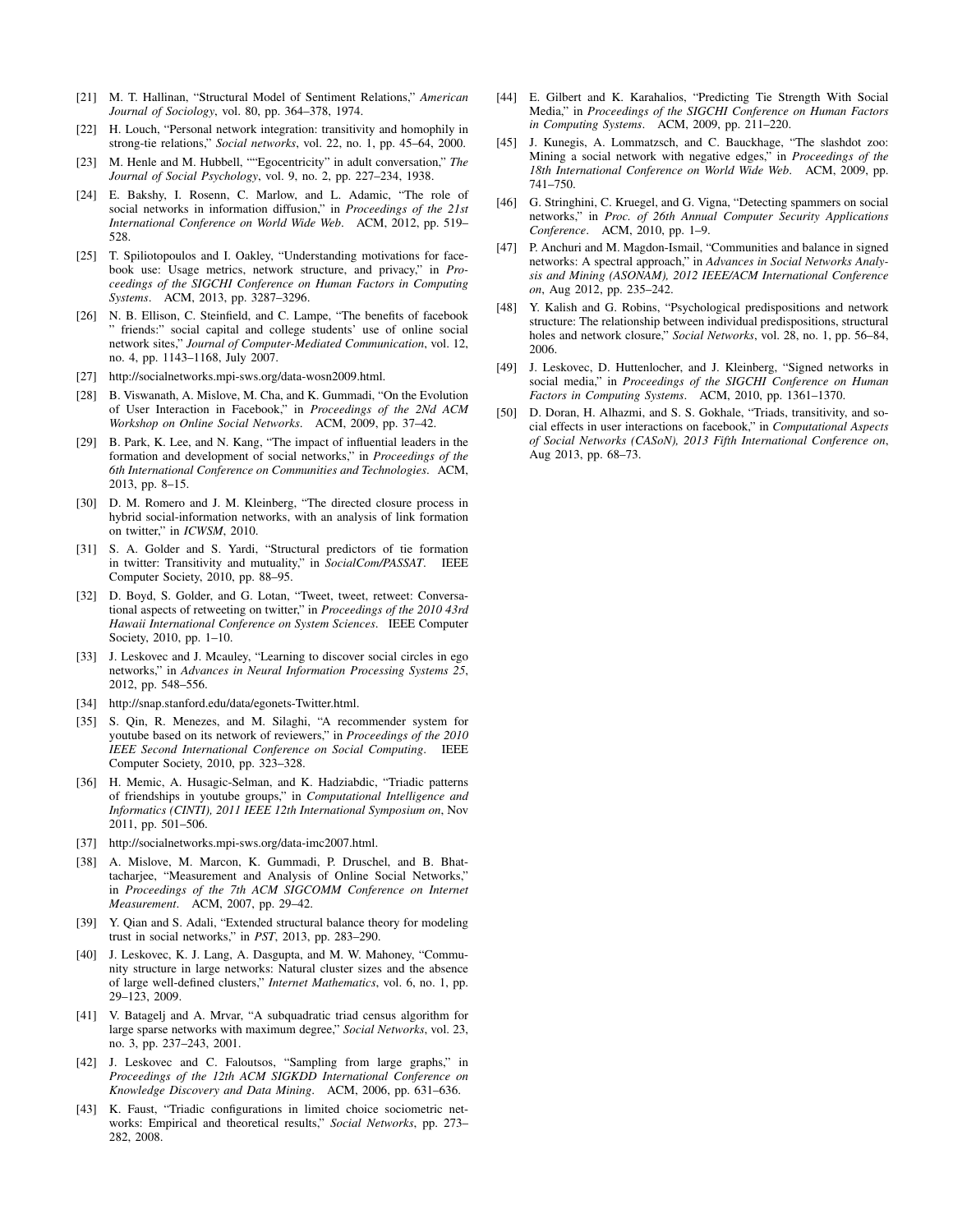[21] M. T. Hallinan, "Structural Model of Sentiment Relations," *American Journal of Sociology*, vol. 80, pp. 364–378, 1974.

[22] H. Louch, "Personal network integration: transitivity and homophily in strong-tie relations," *Social networks*, vol. 22, no. 1, pp. 45–64, 2000.

[23] M. Henle and M. Hubbell, ""Egocentricity" in adult conversation," *The Journal of Social Psychology*, vol. 9, no. 2, pp. 227–234, 1938.

[24] E. Bakshy, I. Rosenn, C. Marlow, and L. Adamic, "The role of social networks in information diffusion," in *Proceedings of the 21st International Conference on World Wide Web*. ACM, 2012, pp. 519–528.

[25] T. Spiliotopoulos and I. Oakley, "Understanding motivations for facebook use: Usage metrics, network structure, and privacy," in *Proceedings of the SIGCHI Conference on Human Factors in Computing Systems*. ACM, 2013, pp. 3287–3296.

[26] N. B. Ellison, C. Steinfield, and C. Lampe, "The benefits of facebook " friends:" social capital and college students' use of online social network sites," *Journal of Computer-Mediated Communication*, vol. 12, no. 4, pp. 1143–1168, July 2007.

[27] http://socialnetworks.mpi-sws.org/data-wosn2009.html.

[28] B. Viswanath, A. Mislove, M. Cha, and K. Gummadi, "On the Evolution of User Interaction in Facebook," in *Proceedings of the 2Nd ACM Workshop on Online Social Networks*. ACM, 2009, pp. 37–42.

[29] B. Park, K. Lee, and N. Kang, "The impact of influential leaders in the formation and development of social networks," in *Proceedings of the 6th International Conference on Communities and Technologies*. ACM, 2013, pp. 8–15.

[30] D. M. Romero and J. M. Kleinberg, "The directed closure process in hybrid social-information networks, with an analysis of link formation on twitter," in *ICWSM*, 2010.

[31] S. A. Golder and S. Yardi, "Structural predictors of tie formation in twitter: Transitivity and mutuality," in *SocialCom/PASSAT*. IEEE Computer Society, 2010, pp. 88–95.

[32] D. Boyd, S. Golder, and G. Lotan, "Tweet, tweet, retweet: Conversational aspects of retweeting on twitter," in *Proceedings of the 2010 43rd Hawaii International Conference on System Sciences*. IEEE Computer Society, 2010, pp. 1–10.

[33] J. Leskovec and J. Mcauley, "Learning to discover social circles in ego networks," in *Advances in Neural Information Processing Systems 25*, 2012, pp. 548–556.

[34] http://snap.stanford.edu/data/egonets-Twitter.html.

[35] S. Qin, R. Menezes, and M. Silaghi, "A recommender system for youtube based on its network of reviewers," in *Proceedings of the 2010 IEEE Second International Conference on Social Computing*. IEEE Computer Society, 2010, pp. 323–328.

[36] H. Memic, A. Husagic-Selman, and K. Hadziabdic, "Triadic patterns of friendships in youtube groups," in *Computational Intelligence and Informatics (CINTI), 2011 IEEE 12th International Symposium on*, Nov 2011, pp. 501–506.

[37] http://socialnetworks.mpi-sws.org/data-imc2007.html.

[38] A. Mislove, M. Marcon, K. Gummadi, P. Druschel, and B. Bhattacharjee, "Measurement and Analysis of Online Social Networks," in *Proceedings of the 7th ACM SIGCOMM Conference on Internet Measurement*. ACM, 2007, pp. 29–42.

[39] Y. Qian and S. Adali, "Extended structural balance theory for modeling trust in social networks," in *PST*, 2013, pp. 283–290.

[40] J. Leskovec, K. J. Lang, A. Dasgupta, and M. W. Mahoney, "Community structure in large networks: Natural cluster sizes and the absence of large well-defined clusters," *Internet Mathematics*, vol. 6, no. 1, pp. 29–123, 2009.

[41] V. Batagelj and A. Mrvar, "A subquadratic triad census algorithm for large sparse networks with maximum degree," *Social Networks*, vol. 23, no. 3, pp. 237–243, 2001.

[42] J. Leskovec and C. Faloutsos, "Sampling from large graphs," in *Proceedings of the 12th ACM SIGKDD International Conference on Knowledge Discovery and Data Mining*. ACM, 2006, pp. 631–636.

[43] K. Faust, "Triadic configurations in limited choice sociometric networks: Empirical and theoretical results," *Social Networks*, pp. 273–282, 2008.

[44] E. Gilbert and K. Karahalios, "Predicting Tie Strength With Social Media," in *Proceedings of the SIGCHI Conference on Human Factors in Computing Systems*. ACM, 2009, pp. 211–220.

[45] J. Kunegis, A. Lommatzsch, and C. Bauckhage, "The slashdot zoo: Mining a social network with negative edges," in *Proceedings of the 18th International Conference on World Wide Web*. ACM, 2009, pp. 741–750.

[46] G. Stringhini, C. Kruegel, and G. Vigna, "Detecting spammers on social networks," in *Proc. of 26th Annual Computer Security Applications Conference*. ACM, 2010, pp. 1–9.

[47] P. Anchuri and M. Magdon-Ismail, "Communities and balance in signed networks: A spectral approach," in *Advances in Social Networks Analysis and Mining (ASONAM), 2012 IEEE/ACM International Conference on*, Aug 2012, pp. 235–242.

[48] Y. Kalish and G. Robins, "Psychological predispositions and network structure: The relationship between individual predispositions, structural holes and network closure," *Social Networks*, vol. 28, no. 1, pp. 56–84, 2006.

[49] J. Leskovec, D. Huttenlocher, and J. Kleinberg, "Signed networks in social media," in *Proceedings of the SIGCHI Conference on Human Factors in Computing Systems*. ACM, 2010, pp. 1361–1370.

[50] D. Doran, H. Alhazmi, and S. S. Gokhale, "Triads, transitivity, and social effects in user interactions on facebook," in *Computational Aspects of Social Networks (CASoN), 2013 Fifth International Conference on*, Aug 2013, pp. 68–73.